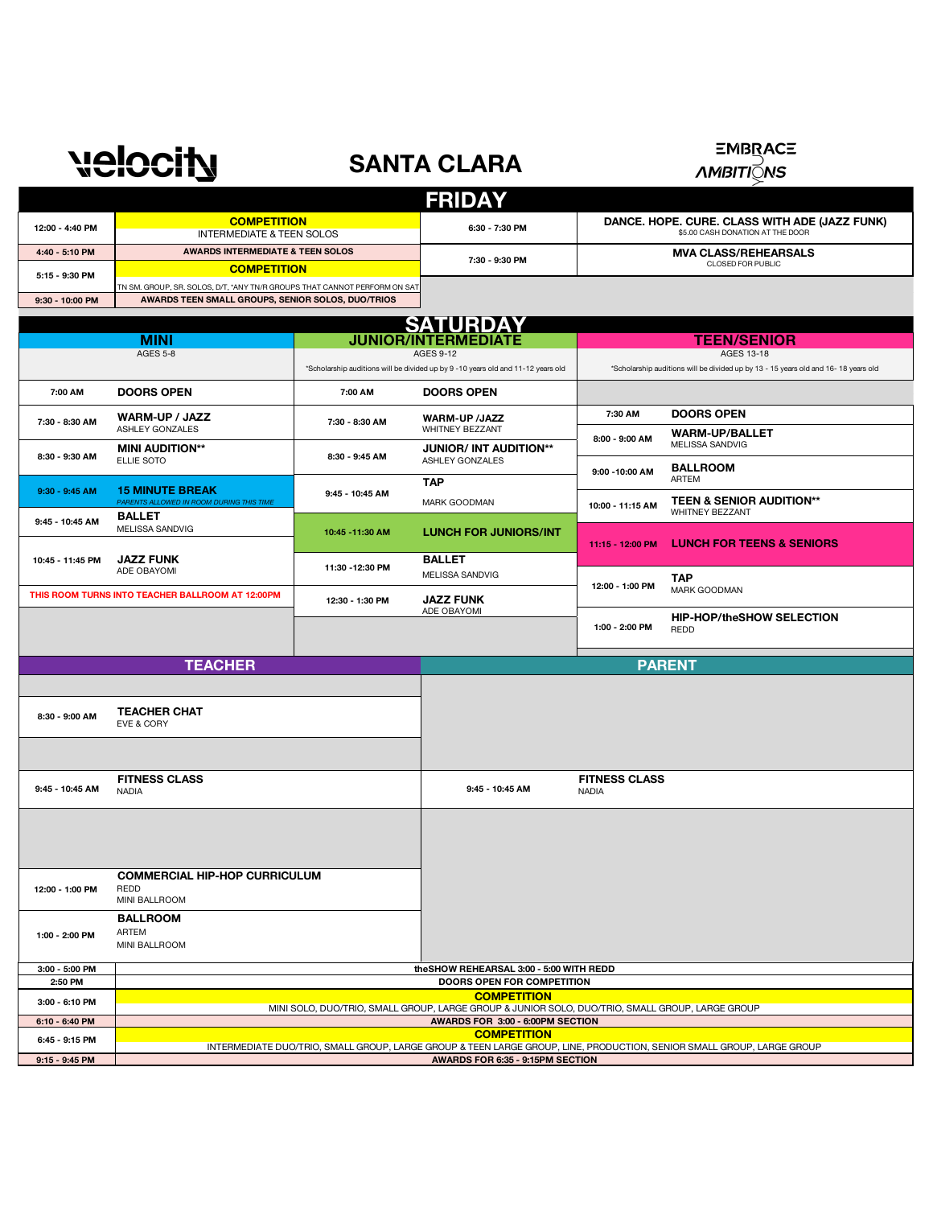# velocity — SANTA CLARA — EMBRACE AMBITIONS

## FRIDAY

| Time | Event | Time | Event |
|---|---|---|---|
| 12:00 - 4:40 PM | **COMPETITION** INTERMEDIATE & TEEN SOLOS | 6:30 - 7:30 PM | **DANCE. HOPE. CURE. CLASS WITH ADE (JAZZ FUNK)** $5.00 CASH DONATION AT THE DOOR |
| 4:40 - 5:10 PM | AWARDS INTERMEDIATE & TEEN SOLOS | 7:30 - 9:30 PM | **MVA CLASS/REHEARSALS** CLOSED FOR PUBLIC |
| 5:15 - 9:30 PM | **COMPETITION** TN SM. GROUP, SR. SOLOS, D/T, *ANY TN/R GROUPS THAT CANNOT PERFORM ON SAT | | |
| 9:30 - 10:00 PM | AWARDS TEEN SMALL GROUPS, SENIOR SOLOS, DUO/TRIOS | | |

## SATURDAY

### MINI
AGES 5-8

| Time | Event |
|---|---|
| 7:00 AM | **DOORS OPEN** |
| 7:30 - 8:30 AM | **WARM-UP / JAZZ** ASHLEY GONZALES |
| 8:30 - 9:30 AM | **MINI AUDITION**** ELLIE SOTO |
| 9:30 - 9:45 AM | **15 MINUTE BREAK** *PARENTS ALLOWED IN ROOM DURING THIS TIME* |
| 9:45 - 10:45 AM | **BALLET** MELISSA SANDVIG |
| 10:45 - 11:45 PM | **JAZZ FUNK** ADE OBAYOMI |

THIS ROOM TURNS INTO TEACHER BALLROOM AT 12:00PM

### JUNIOR/INTERMEDIATE
AGES 9-12

*Scholarship auditions will be divided up by 9 -10 years old and 11-12 years old

| Time | Event |
|---|---|
| 7:00 AM | **DOORS OPEN** |
| 7:30 - 8:30 AM | **WARM-UP /JAZZ** WHITNEY BEZZANT |
| 8:30 - 9:45 AM | **JUNIOR/ INT AUDITION**** ASHLEY GONZALES |
| 9:45 - 10:45 AM | **TAP** MARK GOODMAN |
| 10:45 -11:30 AM | **LUNCH FOR JUNIORS/INT** |
| 11:30 -12:30 PM | **BALLET** MELISSA SANDVIG |
| 12:30 - 1:30 PM | **JAZZ FUNK** ADE OBAYOMI |

### TEEN/SENIOR
AGES 13-18

*Scholarship auditions will be divided up by 13 - 15 years old and 16- 18 years old

| Time | Event |
|---|---|
| 7:30 AM | **DOORS OPEN** |
| 8:00 - 9:00 AM | **WARM-UP/BALLET** MELISSA SANDVIG |
| 9:00 -10:00 AM | **BALLROOM** ARTEM |
| 10:00 - 11:15 AM | **TEEN & SENIOR AUDITION**** WHITNEY BEZZANT |
| 11:15 - 12:00 PM | **LUNCH FOR TEENS & SENIORS** |
| 12:00 - 1:00 PM | **TAP** MARK GOODMAN |
| 1:00 - 2:00 PM | **HIP-HOP/theSHOW SELECTION** REDD |

### TEACHER

| Time | Event |
|---|---|
| 8:30 - 9:00 AM | **TEACHER CHAT** EVE & CORY |
| 9:45 - 10:45 AM | **FITNESS CLASS** NADIA |
| 12:00 - 1:00 PM | **COMMERCIAL HIP-HOP CURRICULUM** REDD, MINI BALLROOM |
| 1:00 - 2:00 PM | **BALLROOM** ARTEM, MINI BALLROOM |

### PARENT

| Time | Event |
|---|---|
| 9:45 - 10:45 AM | **FITNESS CLASS** NADIA |

### COMPETITION

| Time | Event |
|---|---|
| 3:00 - 5:00 PM | theSHOW REHEARSAL 3:00 - 5:00 WITH REDD |
| 2:50 PM | DOORS OPEN FOR COMPETITION |
| 3:00 - 6:10 PM | **COMPETITION** MINI SOLO, DUO/TRIO, SMALL GROUP, LARGE GROUP & JUNIOR SOLO, DUO/TRIO, SMALL GROUP, LARGE GROUP |
| 6:10 - 6:40 PM | AWARDS FOR 3:00 - 6:00PM SECTION |
| 6:45 - 9:15 PM | **COMPETITION** INTERMEDIATE DUO/TRIO, SMALL GROUP, LARGE GROUP & TEEN LARGE GROUP, LINE, PRODUCTION, SENIOR SMALL GROUP, LARGE GROUP |
| 9:15 - 9:45 PM | AWARDS FOR 6:35 - 9:15PM SECTION |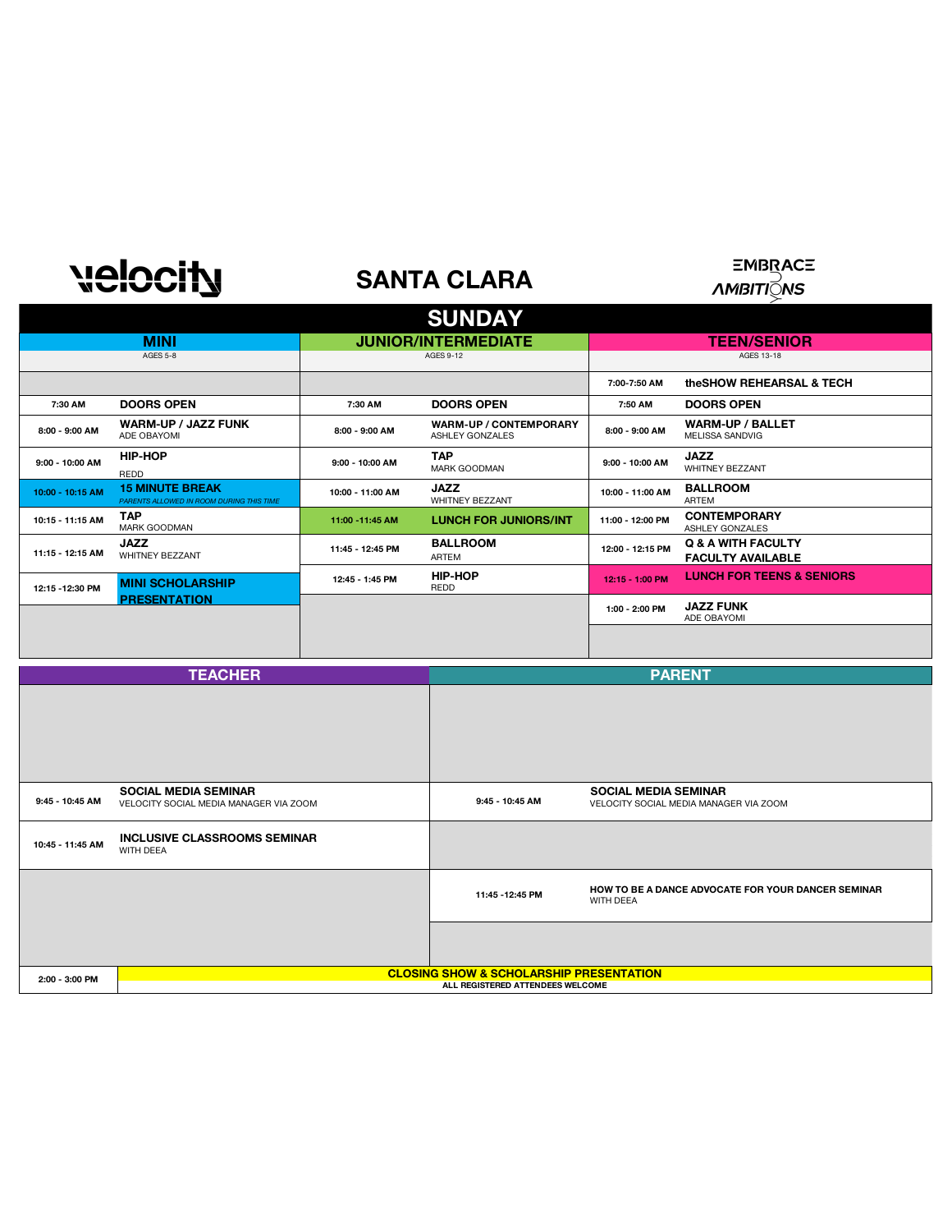velocity

# SANTA CLARA

EMBRACE AMBITIONS

## SUNDAY

| MINI (AGES 5-8) | | JUNIOR/INTERMEDIATE (AGES 9-12) | | TEEN/SENIOR (AGES 13-18) | |
|---|---|---|---|---|---|
| | | | | 7:00-7:50 AM | **theSHOW REHEARSAL & TECH** |
| 7:30 AM | **DOORS OPEN** | 7:30 AM | **DOORS OPEN** | 7:50 AM | **DOORS OPEN** |
| 8:00 - 9:00 AM | **WARM-UP / JAZZ FUNK** ADE OBAYOMI | 8:00 - 9:00 AM | **WARM-UP / CONTEMPORARY** ASHLEY GONZALES | 8:00 - 9:00 AM | **WARM-UP / BALLET** MELISSA SANDVIG |
| 9:00 - 10:00 AM | **HIP-HOP** REDD | 9:00 - 10:00 AM | **TAP** MARK GOODMAN | 9:00 - 10:00 AM | **JAZZ** WHITNEY BEZZANT |
| 10:00 - 10:15 AM | **15 MINUTE BREAK** *PARENTS ALLOWED IN ROOM DURING THIS TIME* | 10:00 - 11:00 AM | **JAZZ** WHITNEY BEZZANT | 10:00 - 11:00 AM | **BALLROOM** ARTEM |
| 10:15 - 11:15 AM | **TAP** MARK GOODMAN | 11:00 -11:45 AM | **LUNCH FOR JUNIORS/INT** | 11:00 - 12:00 PM | **CONTEMPORARY** ASHLEY GONZALES |
| 11:15 - 12:15 AM | **JAZZ** WHITNEY BEZZANT | 11:45 - 12:45 PM | **BALLROOM** ARTEM | 12:00 - 12:15 PM | **Q & A WITH FACULTY FACULTY AVAILABLE** |
| 12:15 -12:30 PM | **MINI SCHOLARSHIP PRESENTATION** | 12:45 - 1:45 PM | **HIP-HOP** REDD | 12:15 - 1:00 PM | **LUNCH FOR TEENS & SENIORS** |
| | | | | 1:00 - 2:00 PM | **JAZZ FUNK** ADE OBAYOMI |

| TEACHER | | PARENT | |
|---|---|---|---|
| 9:45 - 10:45 AM | **SOCIAL MEDIA SEMINAR** VELOCITY SOCIAL MEDIA MANAGER VIA ZOOM | 9:45 - 10:45 AM | **SOCIAL MEDIA SEMINAR** VELOCITY SOCIAL MEDIA MANAGER VIA ZOOM |
| 10:45 - 11:45 AM | **INCLUSIVE CLASSROOMS SEMINAR** WITH DEEA | | |
| | | 11:45 -12:45 PM | **HOW TO BE A DANCE ADVOCATE FOR YOUR DANCER SEMINAR** WITH DEEA |
| 2:00 - 3:00 PM | **CLOSING SHOW & SCHOLARSHIP PRESENTATION** ALL REGISTERED ATTENDEES WELCOME | | |